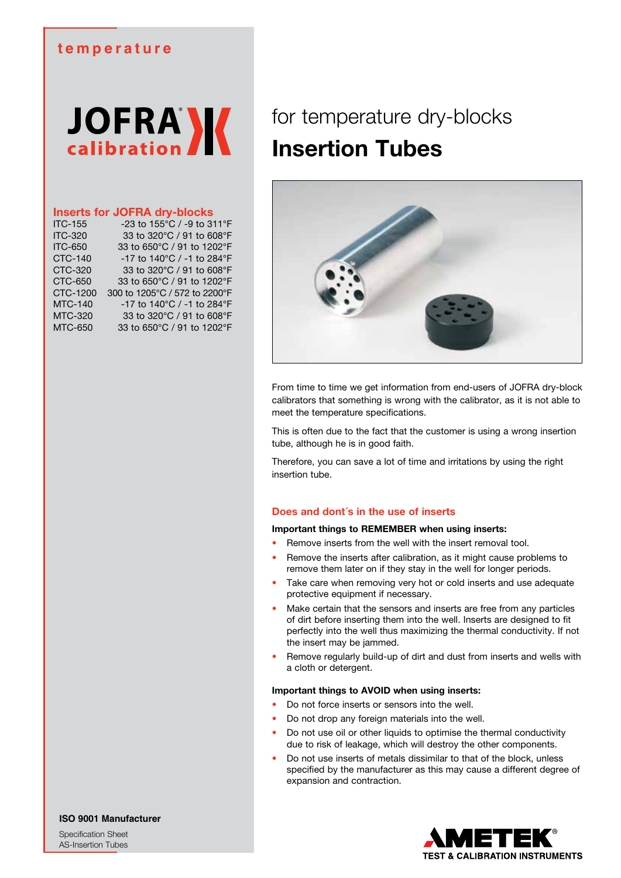temperature

JOFRA calibration

## Inserts for JOFRA dry-blocks

| | |
|---|---|
| ITC-155 | -23 to 155°C / -9 to 311°F |
| ITC-320 | 33 to 320°C / 91 to 608°F |
| ITC-650 | 33 to 650°C / 91 to 1202°F |
| CTC-140 | -17 to 140°C / -1 to 284°F |
| CTC-320 | 33 to 320°C / 91 to 608°F |
| CTC-650 | 33 to 650°C / 91 to 1202°F |
| CTC-1200 | 300 to 1205°C / 572 to 2200°F |
| MTC-140 | -17 to 140°C / -1 to 284°F |
| MTC-320 | 33 to 320°C / 91 to 608°F |
| MTC-650 | 33 to 650°C / 91 to 1202°F |

for temperature dry-blocks

# Insertion Tubes

From time to time we get information from end-users of JOFRA dry-block calibrators that something is wrong with the calibrator, as it is not able to meet the temperature specifications.

This is often due to the fact that the customer is using a wrong insertion tube, although he is in good faith.

Therefore, you can save a lot of time and irritations by using the right insertion tube.

## Does and dont´s in the use of inserts

**Important things to REMEMBER when using inserts:**

- Remove inserts from the well with the insert removal tool.
- Remove the inserts after calibration, as it might cause problems to remove them later on if they stay in the well for longer periods.
- Take care when removing very hot or cold inserts and use adequate protective equipment if necessary.
- Make certain that the sensors and inserts are free from any particles of dirt before inserting them into the well. Inserts are designed to fit perfectly into the well thus maximizing the thermal conductivity. If not the insert may be jammed.
- Remove regularly build-up of dirt and dust from inserts and wells with a cloth or detergent.

**Important things to AVOID when using inserts:**

- Do not force inserts or sensors into the well.
- Do not drop any foreign materials into the well.
- Do not use oil or other liquids to optimise the thermal conductivity due to risk of leakage, which will destroy the other components.
- Do not use inserts of metals dissimilar to that of the block, unless specified by the manufacturer as this may cause a different degree of expansion and contraction.

**ISO 9001 Manufacturer**

Specification Sheet
AS-Insertion Tubes

AMETEK®
TEST & CALIBRATION INSTRUMENTS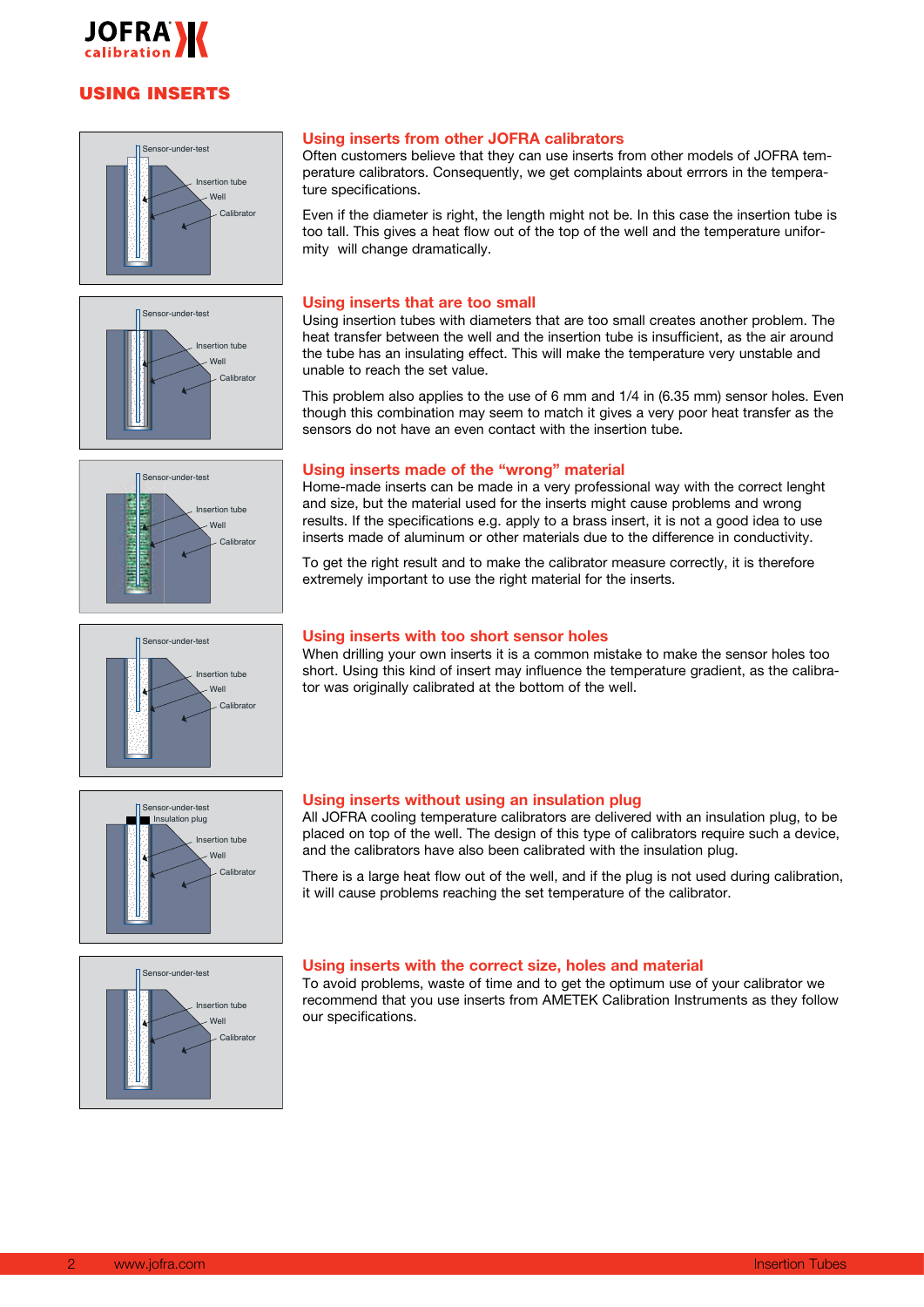## USING INSERTS

Sensor-under-test
Insertion tube
Well
Calibrator

### Using inserts from other JOFRA calibrators

Often customers believe that they can use inserts from other models of JOFRA temperature calibrators. Consequently, we get complaints about errrors in the temperature specifications.

Even if the diameter is right, the length might not be. In this case the insertion tube is too tall. This gives a heat flow out of the top of the well and the temperature uniformity will change dramatically.

Sensor-under-test
Insertion tube
Well
Calibrator

### Using inserts that are too small

Using insertion tubes with diameters that are too small creates another problem. The heat transfer between the well and the insertion tube is insufficient, as the air around the tube has an insulating effect. This will make the temperature very unstable and unable to reach the set value.

This problem also applies to the use of 6 mm and 1/4 in (6.35 mm) sensor holes. Even though this combination may seem to match it gives a very poor heat transfer as the sensors do not have an even contact with the insertion tube.

Sensor-under-test
Insertion tube
Well
Calibrator

### Using inserts made of the “wrong” material

Home-made inserts can be made in a very professional way with the correct lenght and size, but the material used for the inserts might cause problems and wrong results. If the specifications e.g. apply to a brass insert, it is not a good idea to use inserts made of aluminum or other materials due to the difference in conductivity.

To get the right result and to make the calibrator measure correctly, it is therefore extremely important to use the right material for the inserts.

Sensor-under-test
Insertion tube
Well
Calibrator

### Using inserts with too short sensor holes

When drilling your own inserts it is a common mistake to make the sensor holes too short. Using this kind of insert may influence the temperature gradient, as the calibrator was originally calibrated at the bottom of the well.

Sensor-under-test
Insulation plug
Insertion tube
Well
Calibrator

### Using inserts without using an insulation plug

All JOFRA cooling temperature calibrators are delivered with an insulation plug, to be placed on top of the well. The design of this type of calibrators require such a device, and the calibrators have also been calibrated with the insulation plug.

There is a large heat flow out of the well, and if the plug is not used during calibration, it will cause problems reaching the set temperature of the calibrator.

Sensor-under-test
Insertion tube
Well
Calibrator

### Using inserts with the correct size, holes and material

To avoid problems, waste of time and to get the optimum use of your calibrator we recommend that you use inserts from AMETEK Calibration Instruments as they follow our specifications.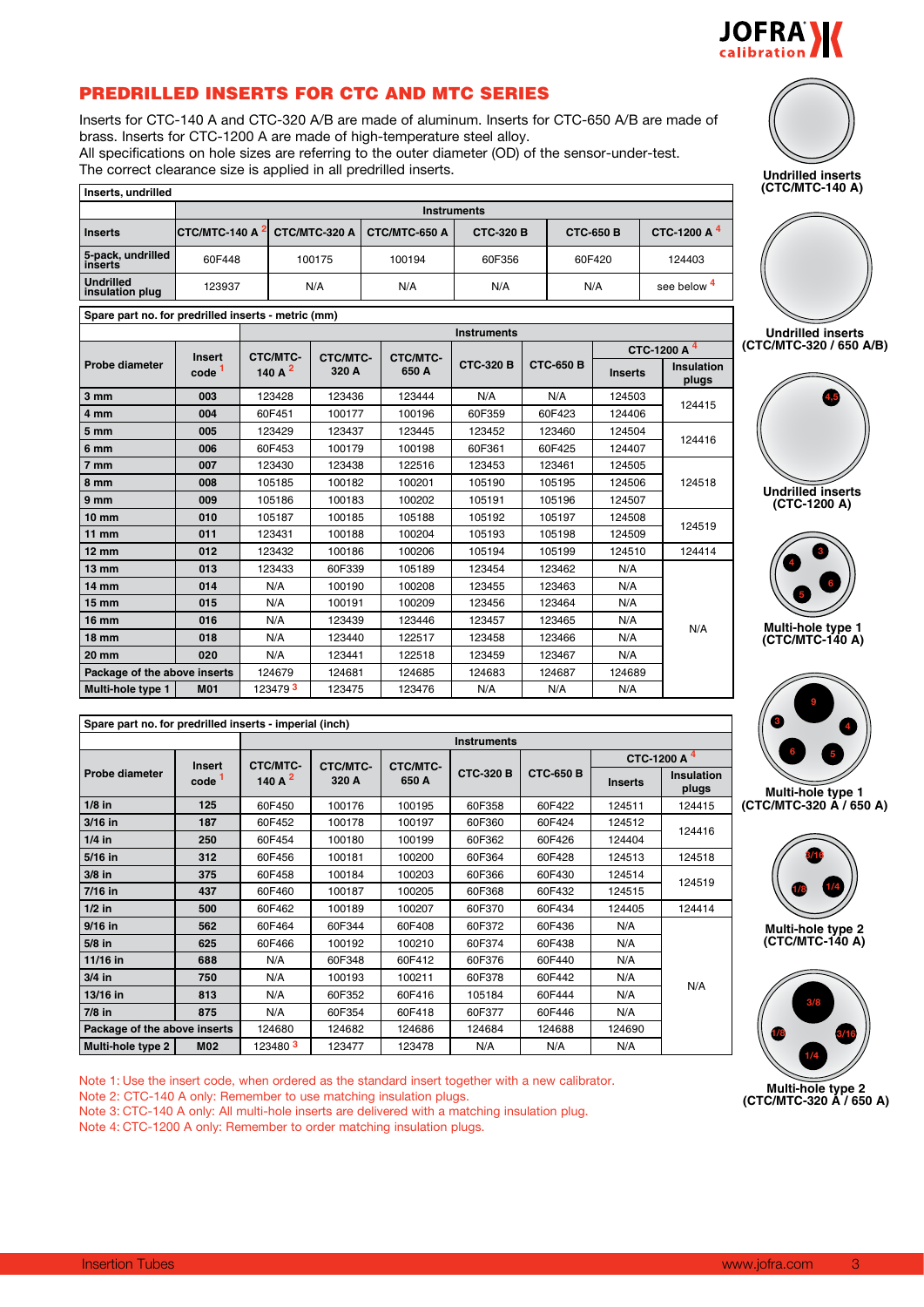## PREDRILLED INSERTS FOR CTC AND MTC SERIES

Inserts for CTC-140 A and CTC-320 A/B are made of aluminum. Inserts for CTC-650 A/B are made of brass. Inserts for CTC-1200 A are made of high-temperature steel alloy.
All specifications on hole sizes are referring to the outer diameter (OD) of the sensor-under-test.
The correct clearance size is applied in all predrilled inserts.

| Inserts, undrilled | | | | | | |
|---|---|---|---|---|---|---|
| | Instruments | | | | | |
| Inserts | CTC/MTC-140 A [2] | CTC/MTC-320 A | CTC/MTC-650 A | CTC-320 B | CTC-650 B | CTC-1200 A [4] |
| 5-pack, undrilled inserts | 60F448 | 100175 | 100194 | 60F356 | 60F420 | 124403 |
| Undrilled insulation plug | 123937 | N/A | N/A | N/A | N/A | see below [4] |

| Spare part no. for predrilled inserts - metric (mm) | | | | | | | | |
|---|---|---|---|---|---|---|---|---|
| | | Instruments | | | | | | |
| | | | | | | | CTC-1200 A [4] | |
| Probe diameter | Insert code [1] | CTC/MTC-140 A [2] | CTC/MTC-320 A | CTC/MTC-650 A | CTC-320 B | CTC-650 B | Inserts | Insulation plugs |
| 3 mm | 003 | 123428 | 123436 | 123444 | N/A | N/A | 124503 | 124415 |
| 4 mm | 004 | 60F451 | 100177 | 100196 | 60F359 | 60F423 | 124406 | |
| 5 mm | 005 | 123429 | 123437 | 123445 | 123452 | 123460 | 124504 | 124416 |
| 6 mm | 006 | 60F453 | 100179 | 100198 | 60F361 | 60F425 | 124407 | |
| 7 mm | 007 | 123430 | 123438 | 122516 | 123453 | 123461 | 124505 | 124518 |
| 8 mm | 008 | 105185 | 100182 | 100201 | 105190 | 105195 | 124506 | |
| 9 mm | 009 | 105186 | 100183 | 100202 | 105191 | 105196 | 124507 | |
| 10 mm | 010 | 105187 | 100185 | 105188 | 105192 | 105197 | 124508 | 124519 |
| 11 mm | 011 | 123431 | 100188 | 100204 | 105193 | 105198 | 124509 | |
| 12 mm | 012 | 123432 | 100186 | 100206 | 105194 | 105199 | 124510 | 124414 |
| 13 mm | 013 | 123433 | 60F339 | 105189 | 123454 | 123462 | N/A | N/A |
| 14 mm | 014 | N/A | 100190 | 100208 | 123455 | 123463 | N/A | |
| 15 mm | 015 | N/A | 100191 | 100209 | 123456 | 123464 | N/A | |
| 16 mm | 016 | N/A | 123439 | 123446 | 123457 | 123465 | N/A | |
| 18 mm | 018 | N/A | 123440 | 122517 | 123458 | 123466 | N/A | |
| 20 mm | 020 | N/A | 123441 | 122518 | 123459 | 123467 | N/A | |
| Package of the above inserts | | 124679 | 124681 | 124685 | 124683 | 124687 | 124689 | |
| Multi-hole type 1 | M01 | 123479 [3] | 123475 | 123476 | N/A | N/A | N/A | |

| Spare part no. for predrilled inserts - imperial (inch) | | | | | | | | |
|---|---|---|---|---|---|---|---|---|
| | | Instruments | | | | | | |
| | | | | | | | CTC-1200 A [4] | |
| Probe diameter | Insert code [1] | CTC/MTC-140 A [2] | CTC/MTC-320 A | CTC/MTC-650 A | CTC-320 B | CTC-650 B | Inserts | Insulation plugs |
| 1/8 in | 125 | 60F450 | 100176 | 100195 | 60F358 | 60F422 | 124511 | 124415 |
| 3/16 in | 187 | 60F452 | 100178 | 100197 | 60F360 | 60F424 | 124512 | 124416 |
| 1/4 in | 250 | 60F454 | 100180 | 100199 | 60F362 | 60F426 | 124404 | |
| 5/16 in | 312 | 60F456 | 100181 | 100200 | 60F364 | 60F428 | 124513 | 124518 |
| 3/8 in | 375 | 60F458 | 100184 | 100203 | 60F366 | 60F430 | 124514 | 124519 |
| 7/16 in | 437 | 60F460 | 100187 | 100205 | 60F368 | 60F432 | 124515 | |
| 1/2 in | 500 | 60F462 | 100189 | 100207 | 60F370 | 60F434 | 124405 | 124414 |
| 9/16 in | 562 | 60F464 | 60F344 | 60F408 | 60F372 | 60F436 | N/A | N/A |
| 5/8 in | 625 | 60F466 | 100192 | 100210 | 60F374 | 60F438 | N/A | |
| 11/16 in | 688 | N/A | 60F348 | 60F412 | 60F376 | 60F440 | N/A | |
| 3/4 in | 750 | N/A | 100193 | 100211 | 60F378 | 60F442 | N/A | |
| 13/16 in | 813 | N/A | 60F352 | 60F416 | 105184 | 60F444 | N/A | |
| 7/8 in | 875 | N/A | 60F354 | 60F418 | 60F377 | 60F446 | N/A | |
| Package of the above inserts | | 124680 | 124682 | 124686 | 124684 | 124688 | 124690 | |
| Multi-hole type 2 | M02 | 123480 [3] | 123477 | 123478 | N/A | N/A | N/A | |

Note 1: Use the insert code, when ordered as the standard insert together with a new calibrator.
Note 2: CTC-140 A only: Remember to use matching insulation plugs.
Note 3: CTC-140 A only: All multi-hole inserts are delivered with a matching insulation plug.
Note 4: CTC-1200 A only: Remember to order matching insulation plugs.

Undrilled inserts (CTC/MTC-140 A)

Undrilled inserts (CTC/MTC-320 / 650 A/B)

Undrilled inserts (CTC-1200 A)

Multi-hole type 1 (CTC/MTC-140 A)

Multi-hole type 1 (CTC/MTC-320 A / 650 A)

Multi-hole type 2 (CTC/MTC-140 A)

Multi-hole type 2 (CTC/MTC-320 A / 650 A)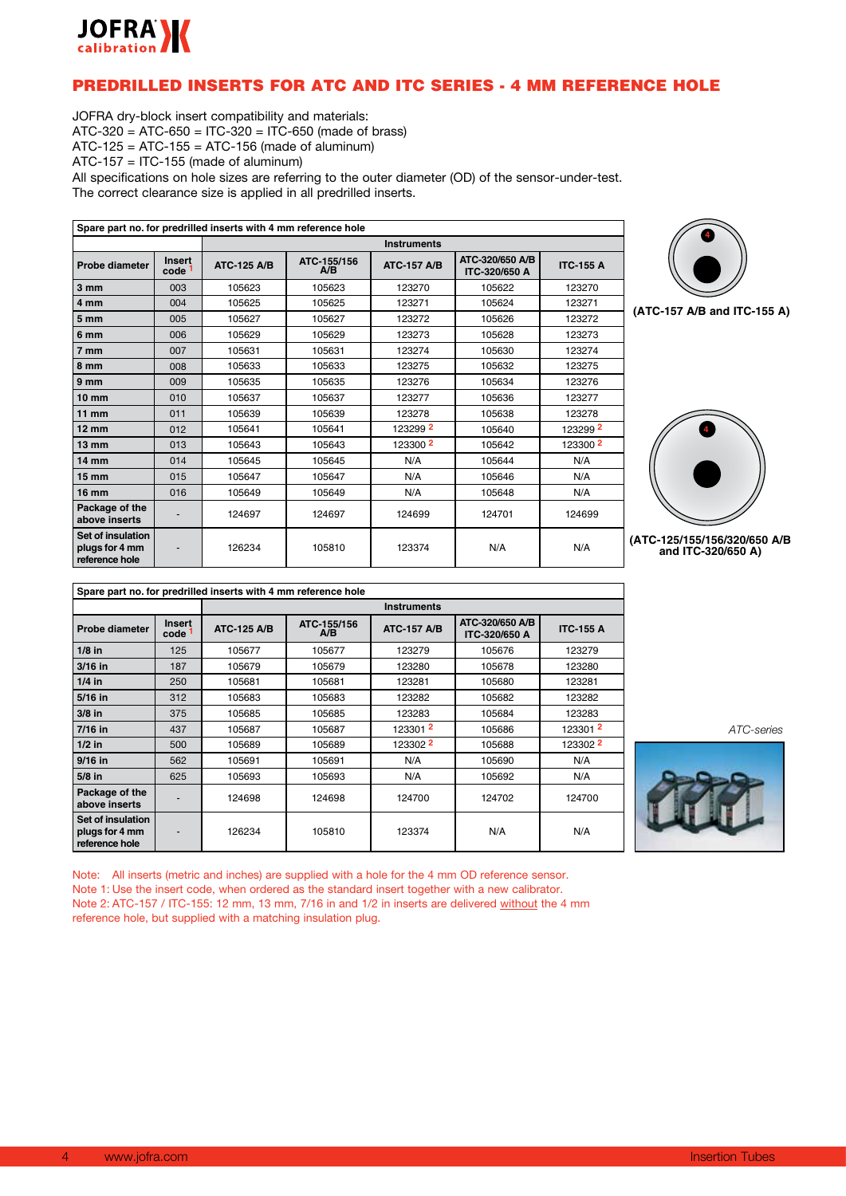# PREDRILLED INSERTS FOR ATC AND ITC SERIES - 4 MM REFERENCE HOLE

JOFRA dry-block insert compatibility and materials:
ATC-320 = ATC-650 = ITC-320 = ITC-650 (made of brass)
ATC-125 = ATC-155 = ATC-156 (made of aluminum)
ATC-157 = ITC-155 (made of aluminum)
All specifications on hole sizes are referring to the outer diameter (OD) of the sensor-under-test.
The correct clearance size is applied in all predrilled inserts.

**Spare part no. for predrilled inserts with 4 mm reference hole**

| | | Instruments | | | | |
|---|---|---|---|---|---|---|
| **Probe diameter** | **Insert code** [1] | **ATC-125 A/B** | **ATC-155/156 A/B** | **ATC-157 A/B** | **ATC-320/650 A/B ITC-320/650 A** | **ITC-155 A** |
| **3 mm** | 003 | 105623 | 105623 | 123270 | 105622 | 123270 |
| **4 mm** | 004 | 105625 | 105625 | 123271 | 105624 | 123271 |
| **5 mm** | 005 | 105627 | 105627 | 123272 | 105626 | 123272 |
| **6 mm** | 006 | 105629 | 105629 | 123273 | 105628 | 123273 |
| **7 mm** | 007 | 105631 | 105631 | 123274 | 105630 | 123274 |
| **8 mm** | 008 | 105633 | 105633 | 123275 | 105632 | 123275 |
| **9 mm** | 009 | 105635 | 105635 | 123276 | 105634 | 123276 |
| **10 mm** | 010 | 105637 | 105637 | 123277 | 105636 | 123277 |
| **11 mm** | 011 | 105639 | 105639 | 123278 | 105638 | 123278 |
| **12 mm** | 012 | 105641 | 105641 | 123299 [2] | 105640 | 123299 [2] |
| **13 mm** | 013 | 105643 | 105643 | 123300 [2] | 105642 | 123300 [2] |
| **14 mm** | 014 | 105645 | 105645 | N/A | 105644 | N/A |
| **15 mm** | 015 | 105647 | 105647 | N/A | 105646 | N/A |
| **16 mm** | 016 | 105649 | 105649 | N/A | 105648 | N/A |
| **Package of the above inserts** | - | 124697 | 124697 | 124699 | 124701 | 124699 |
| **Set of insulation plugs for 4 mm reference hole** | - | 126234 | 105810 | 123374 | N/A | N/A |

(ATC-157 A/B and ITC-155 A)

(ATC-125/155/156/320/650 A/B and ITC-320/650 A)

**Spare part no. for predrilled inserts with 4 mm reference hole**

| | | Instruments | | | | |
|---|---|---|---|---|---|---|
| **Probe diameter** | **Insert code** [1] | **ATC-125 A/B** | **ATC-155/156 A/B** | **ATC-157 A/B** | **ATC-320/650 A/B ITC-320/650 A** | **ITC-155 A** |
| **1/8 in** | 125 | 105677 | 105677 | 123279 | 105676 | 123279 |
| **3/16 in** | 187 | 105679 | 105679 | 123280 | 105678 | 123280 |
| **1/4 in** | 250 | 105681 | 105681 | 123281 | 105680 | 123281 |
| **5/16 in** | 312 | 105683 | 105683 | 123282 | 105682 | 123282 |
| **3/8 in** | 375 | 105685 | 105685 | 123283 | 105684 | 123283 |
| **7/16 in** | 437 | 105687 | 105687 | 123301 [2] | 105686 | 123301 [2] |
| **1/2 in** | 500 | 105689 | 105689 | 123302 [2] | 105688 | 123302 [2] |
| **9/16 in** | 562 | 105691 | 105691 | N/A | 105690 | N/A |
| **5/8 in** | 625 | 105693 | 105693 | N/A | 105692 | N/A |
| **Package of the above inserts** | - | 124698 | 124698 | 124700 | 124702 | 124700 |
| **Set of insulation plugs for 4 mm reference hole** | - | 126234 | 105810 | 123374 | N/A | N/A |

*ATC-series*

Note: All inserts (metric and inches) are supplied with a hole for the 4 mm OD reference sensor.
Note 1: Use the insert code, when ordered as the standard insert together with a new calibrator.
Note 2: ATC-157 / ITC-155: 12 mm, 13 mm, 7/16 in and 1/2 in inserts are delivered without the 4 mm reference hole, but supplied with a matching insulation plug.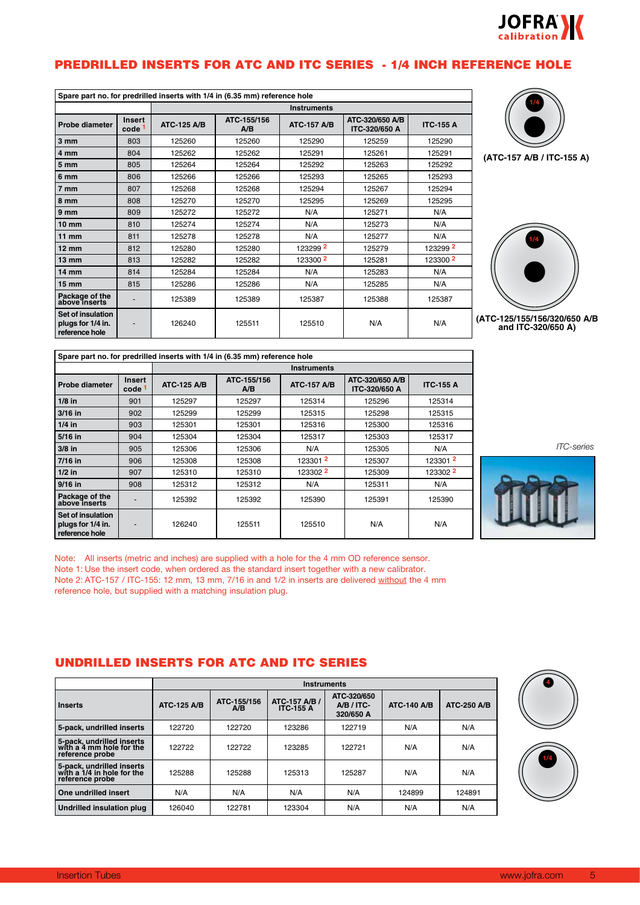## PREDRILLED INSERTS FOR ATC AND ITC SERIES - 1/4 INCH REFERENCE HOLE

| Spare part no. for predrilled inserts with 1/4 in (6.35 mm) reference hole | | | | | | |
|---|---|---|---|---|---|---|
| | | Instruments | | | | |
| Probe diameter | Insert code [1] | ATC-125 A/B | ATC-155/156 A/B | ATC-157 A/B | ATC-320/650 A/B ITC-320/650 A | ITC-155 A |
| 3 mm | 803 | 125260 | 125260 | 125290 | 125259 | 125290 |
| 4 mm | 804 | 125262 | 125262 | 125291 | 125261 | 125291 |
| 5 mm | 805 | 125264 | 125264 | 125292 | 125263 | 125292 |
| 6 mm | 806 | 125266 | 125266 | 125293 | 125265 | 125293 |
| 7 mm | 807 | 125268 | 125268 | 125294 | 125267 | 125294 |
| 8 mm | 808 | 125270 | 125270 | 125295 | 125269 | 125295 |
| 9 mm | 809 | 125272 | 125272 | N/A | 125271 | N/A |
| 10 mm | 810 | 125274 | 125274 | N/A | 125273 | N/A |
| 11 mm | 811 | 125278 | 125278 | N/A | 125277 | N/A |
| 12 mm | 812 | 125280 | 125280 | 123299 [2] | 125279 | 123299 [2] |
| 13 mm | 813 | 125282 | 125282 | 123300 [2] | 125281 | 123300 [2] |
| 14 mm | 814 | 125284 | 125284 | N/A | 125283 | N/A |
| 15 mm | 815 | 125286 | 125286 | N/A | 125285 | N/A |
| Package of the above inserts | - | 125389 | 125389 | 125387 | 125388 | 125387 |
| Set of insulation plugs for 1/4 in. reference hole | - | 126240 | 125511 | 125510 | N/A | N/A |

(ATC-157 A/B / ITC-155 A)

(ATC-125/155/156/320/650 A/B and ITC-320/650 A)

| Spare part no. for predrilled inserts with 1/4 in (6.35 mm) reference hole | | | | | | |
|---|---|---|---|---|---|---|
| | | Instruments | | | | |
| Probe diameter | Insert code [1] | ATC-125 A/B | ATC-155/156 A/B | ATC-157 A/B | ATC-320/650 A/B ITC-320/650 A | ITC-155 A |
| 1/8 in | 901 | 125297 | 125297 | 125314 | 125296 | 125314 |
| 3/16 in | 902 | 125299 | 125299 | 125315 | 125298 | 125315 |
| 1/4 in | 903 | 125301 | 125301 | 125316 | 125300 | 125316 |
| 5/16 in | 904 | 125304 | 125304 | 125317 | 125303 | 125317 |
| 3/8 in | 905 | 125306 | 125306 | N/A | 125305 | N/A |
| 7/16 in | 906 | 125308 | 125308 | 123301 [2] | 125307 | 123301 [2] |
| 1/2 in | 907 | 125310 | 125310 | 123302 [2] | 125309 | 123302 [2] |
| 9/16 in | 908 | 125312 | 125312 | N/A | 125311 | N/A |
| Package of the above inserts | - | 125392 | 125392 | 125390 | 125391 | 125390 |
| Set of insulation plugs for 1/4 in. reference hole | - | 126240 | 125511 | 125510 | N/A | N/A |

*ITC-series*

Note: All inserts (metric and inches) are supplied with a hole for the 4 mm OD reference sensor.
Note 1: Use the insert code, when ordered as the standard insert together with a new calibrator.
Note 2: ATC-157 / ITC-155: 12 mm, 13 mm, 7/16 in and 1/2 in inserts are delivered without the 4 mm reference hole, but supplied with a matching insulation plug.

## UNDRILLED INSERTS FOR ATC AND ITC SERIES

| | Instruments | | | | | |
|---|---|---|---|---|---|---|
| Inserts | ATC-125 A/B | ATC-155/156 A/B | ATC-157 A/B / ITC-155 A | ATC-320/650 A/B / ITC-320/650 A | ATC-140 A/B | ATC-250 A/B |
| 5-pack, undrilled inserts | 122720 | 122720 | 123286 | 122719 | N/A | N/A |
| 5-pack, undrilled inserts with a 4 mm hole for the reference probe | 122722 | 122722 | 123285 | 122721 | N/A | N/A |
| 5-pack, undrilled inserts with a 1/4 in hole for the reference probe | 125288 | 125288 | 125313 | 125287 | N/A | N/A |
| One undrilled insert | N/A | N/A | N/A | N/A | 124899 | 124891 |
| Undrilled insulation plug | 126040 | 122781 | 123304 | N/A | N/A | N/A |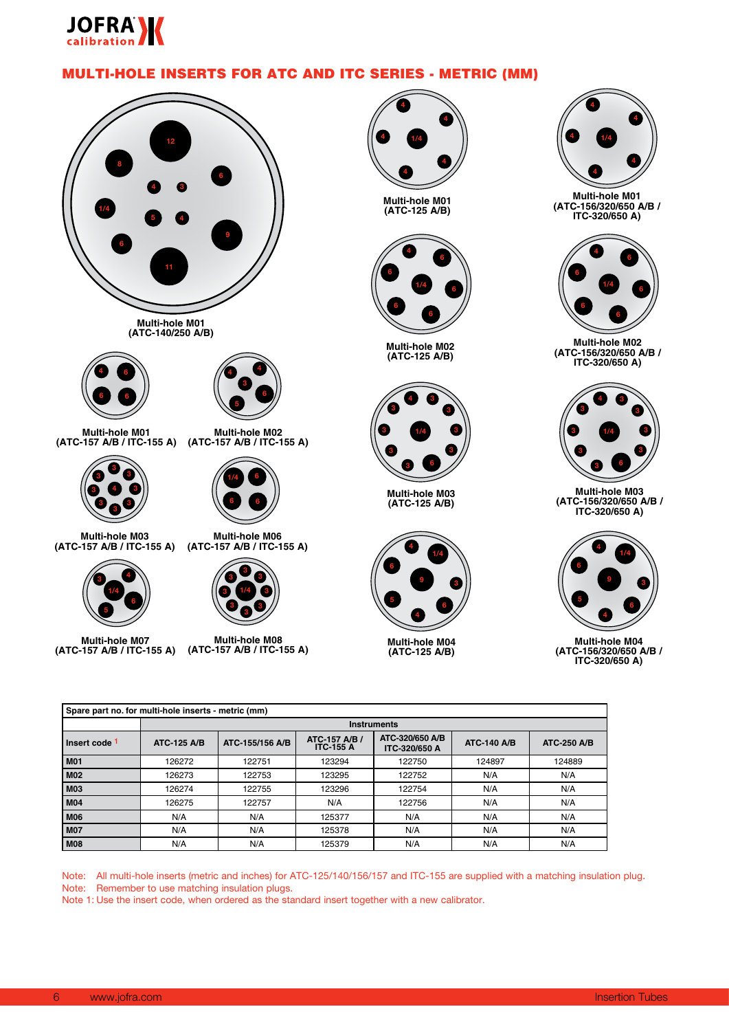# MULTI-HOLE INSERTS FOR ATC AND ITC SERIES - METRIC (MM)

Multi-hole M01
(ATC-140/250 A/B)

Multi-hole M01
(ATC-157 A/B / ITC-155 A)

Multi-hole M02
(ATC-157 A/B / ITC-155 A)

Multi-hole M03
(ATC-157 A/B / ITC-155 A)

Multi-hole M06
(ATC-157 A/B / ITC-155 A)

Multi-hole M07
(ATC-157 A/B / ITC-155 A)

Multi-hole M08
(ATC-157 A/B / ITC-155 A)

Multi-hole M01
(ATC-125 A/B)

Multi-hole M02
(ATC-125 A/B)

Multi-hole M03
(ATC-125 A/B)

Multi-hole M04
(ATC-125 A/B)

Multi-hole M01
(ATC-156/320/650 A/B / ITC-320/650 A)

Multi-hole M02
(ATC-156/320/650 A/B / ITC-320/650 A)

Multi-hole M03
(ATC-156/320/650 A/B / ITC-320/650 A)

Multi-hole M04
(ATC-156/320/650 A/B / ITC-320/650 A)

| Spare part no. for multi-hole inserts - metric (mm) | | | | | | |
|---|---|---|---|---|---|---|
| | Instruments | | | | | |
| Insert code [1] | ATC-125 A/B | ATC-155/156 A/B | ATC-157 A/B / ITC-155 A | ATC-320/650 A/B ITC-320/650 A | ATC-140 A/B | ATC-250 A/B |
| **M01** | 126272 | 122751 | 123294 | 122750 | 124897 | 124889 |
| **M02** | 126273 | 122753 | 123295 | 122752 | N/A | N/A |
| **M03** | 126274 | 122755 | 123296 | 122754 | N/A | N/A |
| **M04** | 126275 | 122757 | N/A | 122756 | N/A | N/A |
| **M06** | N/A | N/A | 125377 | N/A | N/A | N/A |
| **M07** | N/A | N/A | 125378 | N/A | N/A | N/A |
| **M08** | N/A | N/A | 125379 | N/A | N/A | N/A |

Note: All multi-hole inserts (metric and inches) for ATC-125/140/156/157 and ITC-155 are supplied with a matching insulation plug.
Note: Remember to use matching insulation plugs.
Note 1: Use the insert code, when ordered as the standard insert together with a new calibrator.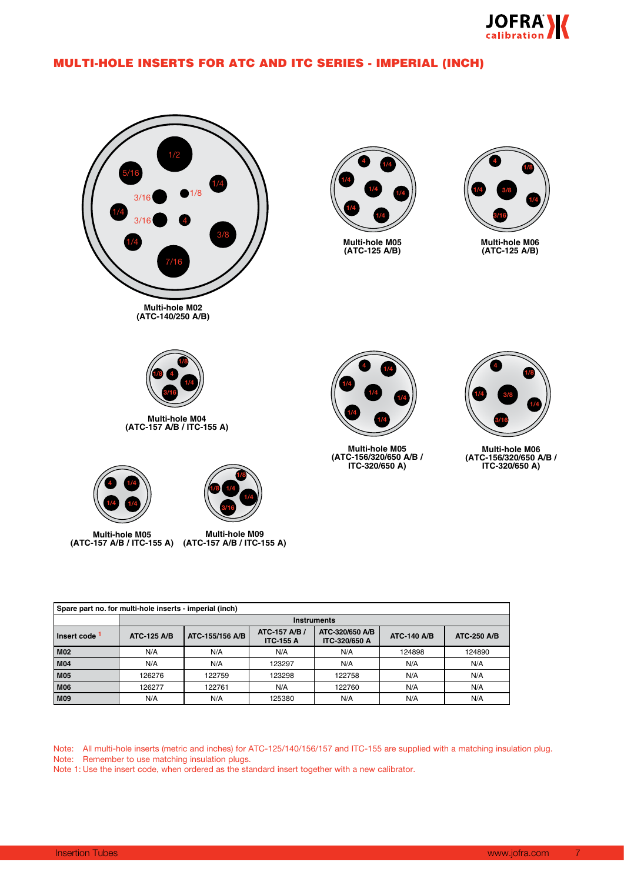# MULTI-HOLE INSERTS FOR ATC AND ITC SERIES - IMPERIAL (INCH)

1/2, 5/16, 1/4, 1/8, 3/16, 1/4, 3/16, 4, 1/4, 3/8, 7/16

**Multi-hole M02 (ATC-140/250 A/B)**

4, 1/4, 1/4, 1/4, 1/4, 1/4, 1/4

**Multi-hole M05 (ATC-125 A/B)**

4, 1/8, 1/4, 3/8, 1/4, 3/16

**Multi-hole M06 (ATC-125 A/B)**

1/8, 1/8, 4, 1/4, 3/16

**Multi-hole M04 (ATC-157 A/B / ITC-155 A)**

4, 1/4, 1/4, 1/4, 1/4, 1/4, 1/4

**Multi-hole M05 (ATC-156/320/650 A/B / ITC-320/650 A)**

4, 1/8, 1/4, 3/8, 1/4, 3/16

**Multi-hole M06 (ATC-156/320/650 A/B / ITC-320/650 A)**

4, 1/4, 1/4, 1/4

**Multi-hole M05 (ATC-157 A/B / ITC-155 A)**

1/8, 1/8, 1/4, 1/4, 3/16

**Multi-hole M09 (ATC-157 A/B / ITC-155 A)**

| Spare part no. for multi-hole inserts - imperial (inch) | | | | | | |
|---|---|---|---|---|---|---|
| | Instruments | | | | | |
| Insert code [1] | ATC-125 A/B | ATC-155/156 A/B | ATC-157 A/B / ITC-155 A | ATC-320/650 A/B ITC-320/650 A | ATC-140 A/B | ATC-250 A/B |
| **M02** | N/A | N/A | N/A | N/A | 124898 | 124890 |
| **M04** | N/A | N/A | 123297 | N/A | N/A | N/A |
| **M05** | 126276 | 122759 | 123298 | 122758 | N/A | N/A |
| **M06** | 126277 | 122761 | N/A | 122760 | N/A | N/A |
| **M09** | N/A | N/A | 125380 | N/A | N/A | N/A |

Note: All multi-hole inserts (metric and inches) for ATC-125/140/156/157 and ITC-155 are supplied with a matching insulation plug.
Note: Remember to use matching insulation plugs.
Note 1: Use the insert code, when ordered as the standard insert together with a new calibrator.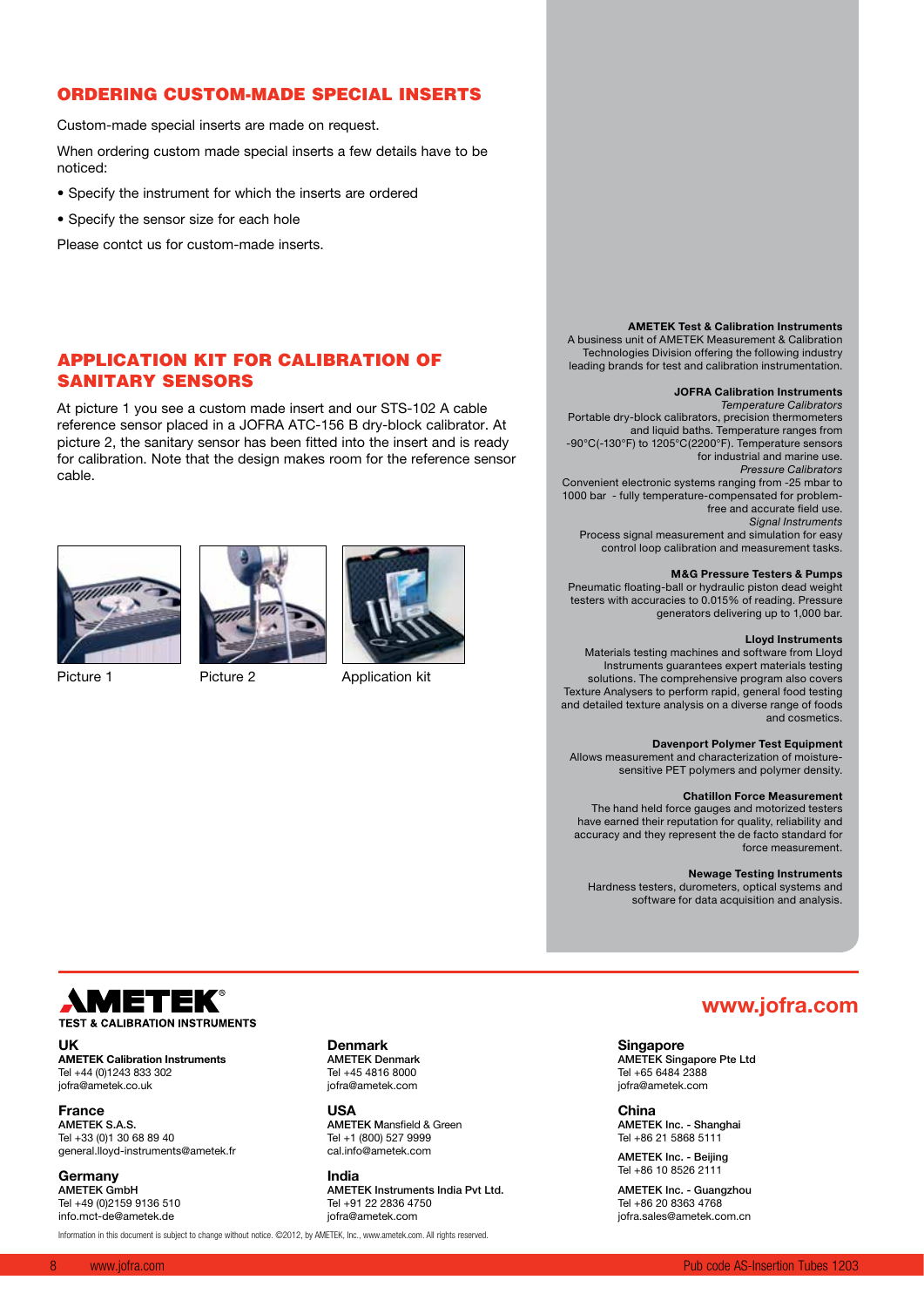## ORDERING CUSTOM-MADE SPECIAL INSERTS

Custom-made special inserts are made on request.

When ordering custom made special inserts a few details have to be noticed:

- Specify the instrument for which the inserts are ordered
- Specify the sensor size for each hole

Please contct us for custom-made inserts.

## APPLICATION KIT FOR CALIBRATION OF SANITARY SENSORS

At picture 1 you see a custom made insert and our STS-102 A cable reference sensor placed in a JOFRA ATC-156 B dry-block calibrator. At picture 2, the sanitary sensor has been fitted into the insert and is ready for calibration. Note that the design makes room for the reference sensor cable.

Picture 1

Picture 2

Application kit

**AMETEK Test & Calibration Instruments**
A business unit of AMETEK Measurement & Calibration Technologies Division offering the following industry leading brands for test and calibration instrumentation.

**JOFRA Calibration Instruments**
*Temperature Calibrators*
Portable dry-block calibrators, precision thermometers and liquid baths. Temperature ranges from -90°C(-130°F) to 1205°C(2200°F). Temperature sensors for industrial and marine use.
*Pressure Calibrators*
Convenient electronic systems ranging from -25 mbar to 1000 bar - fully temperature-compensated for problem-free and accurate field use.
*Signal Instruments*
Process signal measurement and simulation for easy control loop calibration and measurement tasks.

**M&G Pressure Testers & Pumps**
Pneumatic floating-ball or hydraulic piston dead weight testers with accuracies to 0.015% of reading. Pressure generators delivering up to 1,000 bar.

**Lloyd Instruments**
Materials testing machines and software from Lloyd Instruments guarantees expert materials testing solutions. The comprehensive program also covers Texture Analysers to perform rapid, general food testing and detailed texture analysis on a diverse range of foods and cosmetics.

**Davenport Polymer Test Equipment**
Allows measurement and characterization of moisture-sensitive PET polymers and polymer density.

**Chatillon Force Measurement**
The hand held force gauges and motorized testers have earned their reputation for quality, reliability and accuracy and they represent the de facto standard for force measurement.

**Newage Testing Instruments**
Hardness testers, durometers, optical systems and software for data acquisition and analysis.

AMETEK
TEST & CALIBRATION INSTRUMENTS

www.jofra.com

**UK**
**AMETEK Calibration Instruments**
Tel +44 (0)1243 833 302
jofra@ametek.co.uk

**France**
AMETEK S.A.S.
Tel +33 (0)1 30 68 89 40
general.lloyd-instruments@ametek.fr

**Germany**
AMETEK GmbH
Tel +49 (0)2159 9136 510
info.mct-de@ametek.de

**Denmark**
AMETEK Denmark
Tel +45 4816 8000
jofra@ametek.com

**USA**
AMETEK Mansfield & Green
Tel +1 (800) 527 9999
cal.info@ametek.com

**India**
AMETEK Instruments India Pvt Ltd.
Tel +91 22 2836 4750
jofra@ametek.com

**Singapore**
AMETEK Singapore Pte Ltd
Tel +65 6484 2388
jofra@ametek.com

**China**
AMETEK Inc. - Shanghai
Tel +86 21 5868 5111

AMETEK Inc. - Beijing
Tel +86 10 8526 2111

AMETEK Inc. - Guangzhou
Tel +86 20 8363 4768
jofra.sales@ametek.com.cn

Information in this document is subject to change without notice. ©2012, by AMETEK, Inc., www.ametek.com. All rights reserved.

Pub code AS-Insertion Tubes 1203